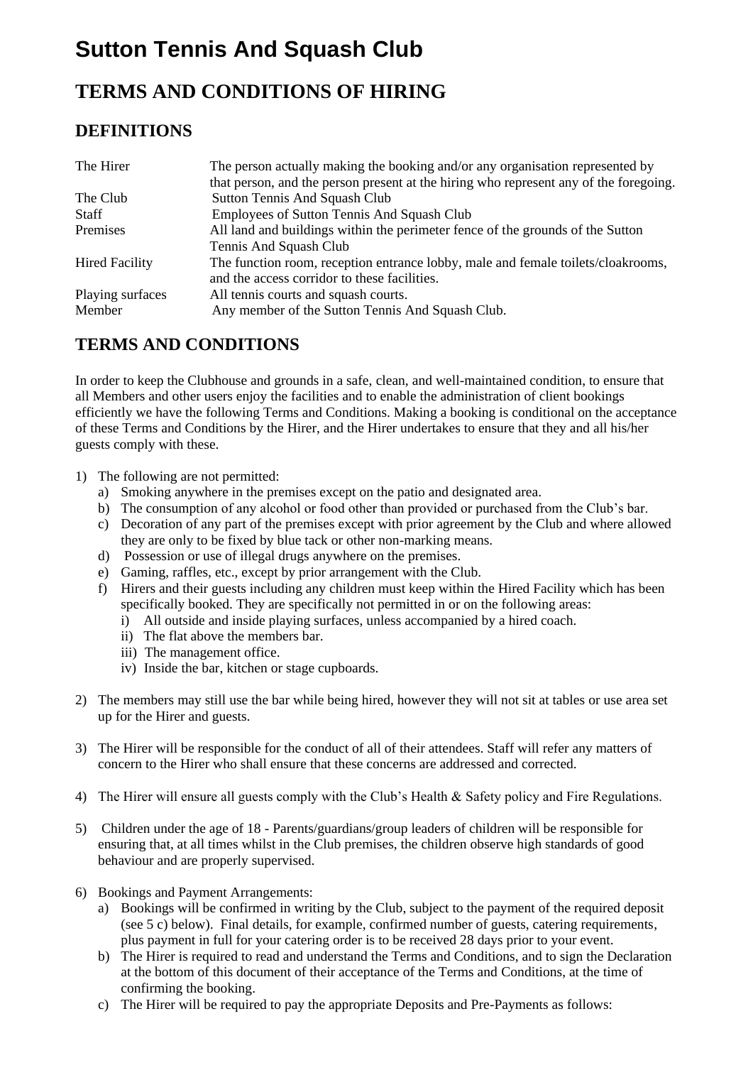# Sutton Tennis And Squash Club

## TERMS AND CONDITIONS OF HIRING

### DEFINITIONS

| | |
|---|---|
| The Hirer | The person actually making the booking and/or any organisation represented by that person, and the person present at the hiring who represent any of the foregoing. |
| The Club | Sutton Tennis And Squash Club |
| Staff | Employees of Sutton Tennis And Squash Club |
| Premises | All land and buildings within the perimeter fence of the grounds of the Sutton Tennis And Squash Club |
| Hired Facility | The function room, reception entrance lobby, male and female toilets/cloakrooms, and the access corridor to these facilities. |
| Playing surfaces | All tennis courts and squash courts. |
| Member | Any member of the Sutton Tennis And Squash Club. |

### TERMS AND CONDITIONS

In order to keep the Clubhouse and grounds in a safe, clean, and well-maintained condition, to ensure that all Members and other users enjoy the facilities and to enable the administration of client bookings efficiently we have the following Terms and Conditions. Making a booking is conditional on the acceptance of these Terms and Conditions by the Hirer, and the Hirer undertakes to ensure that they and all his/her guests comply with these.

1) The following are not permitted:
   a) Smoking anywhere in the premises except on the patio and designated area.
   b) The consumption of any alcohol or food other than provided or purchased from the Club's bar.
   c) Decoration of any part of the premises except with prior agreement by the Club and where allowed they are only to be fixed by blue tack or other non-marking means.
   d) Possession or use of illegal drugs anywhere on the premises.
   e) Gaming, raffles, etc., except by prior arrangement with the Club.
   f) Hirers and their guests including any children must keep within the Hired Facility which has been specifically booked. They are specifically not permitted in or on the following areas:
      i) All outside and inside playing surfaces, unless accompanied by a hired coach.
      ii) The flat above the members bar.
      iii) The management office.
      iv) Inside the bar, kitchen or stage cupboards.

2) The members may still use the bar while being hired, however they will not sit at tables or use area set up for the Hirer and guests.

3) The Hirer will be responsible for the conduct of all of their attendees. Staff will refer any matters of concern to the Hirer who shall ensure that these concerns are addressed and corrected.

4) The Hirer will ensure all guests comply with the Club's Health & Safety policy and Fire Regulations.

5) Children under the age of 18 - Parents/guardians/group leaders of children will be responsible for ensuring that, at all times whilst in the Club premises, the children observe high standards of good behaviour and are properly supervised.

6) Bookings and Payment Arrangements:
   a) Bookings will be confirmed in writing by the Club, subject to the payment of the required deposit (see 5 c) below). Final details, for example, confirmed number of guests, catering requirements, plus payment in full for your catering order is to be received 28 days prior to your event.
   b) The Hirer is required to read and understand the Terms and Conditions, and to sign the Declaration at the bottom of this document of their acceptance of the Terms and Conditions, at the time of confirming the booking.
   c) The Hirer will be required to pay the appropriate Deposits and Pre-Payments as follows: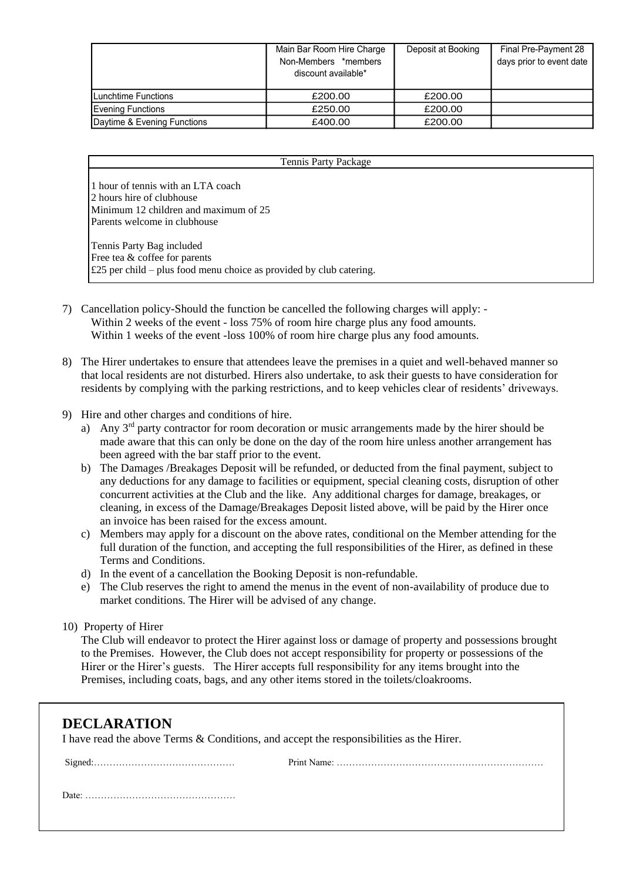| | Main Bar Room Hire Charge Non-Members *members discount available* | Deposit at Booking | Final Pre-Payment 28 days prior to event date |
|---|---|---|---|
| Lunchtime Functions | £200.00 | £200.00 | |
| Evening Functions | £250.00 | £200.00 | |
| Daytime & Evening Functions | £400.00 | £200.00 | |

| Tennis Party Package |
|---|
| 1 hour of tennis with an LTA coach<br>2 hours hire of clubhouse<br>Minimum 12 children and maximum of 25<br>Parents welcome in clubhouse<br><br>Tennis Party Bag included<br>Free tea & coffee for parents<br>£25 per child – plus food menu choice as provided by club catering. |

7) Cancellation policy-Should the function be cancelled the following charges will apply: -
   Within 2 weeks of the event - loss 75% of room hire charge plus any food amounts.
   Within 1 weeks of the event -loss 100% of room hire charge plus any food amounts.

8) The Hirer undertakes to ensure that attendees leave the premises in a quiet and well-behaved manner so that local residents are not disturbed. Hirers also undertake, to ask their guests to have consideration for residents by complying with the parking restrictions, and to keep vehicles clear of residents' driveways.

9) Hire and other charges and conditions of hire.
   a) Any 3rd party contractor for room decoration or music arrangements made by the hirer should be made aware that this can only be done on the day of the room hire unless another arrangement has been agreed with the bar staff prior to the event.
   b) The Damages /Breakages Deposit will be refunded, or deducted from the final payment, subject to any deductions for any damage to facilities or equipment, special cleaning costs, disruption of other concurrent activities at the Club and the like. Any additional charges for damage, breakages, or cleaning, in excess of the Damage/Breakages Deposit listed above, will be paid by the Hirer once an invoice has been raised for the excess amount.
   c) Members may apply for a discount on the above rates, conditional on the Member attending for the full duration of the function, and accepting the full responsibilities of the Hirer, as defined in these Terms and Conditions.
   d) In the event of a cancellation the Booking Deposit is non-refundable.
   e) The Club reserves the right to amend the menus in the event of non-availability of produce due to market conditions. The Hirer will be advised of any change.

10) Property of Hirer
    The Club will endeavor to protect the Hirer against loss or damage of property and possessions brought to the Premises. However, the Club does not accept responsibility for property or possessions of the Hirer or the Hirer's guests. The Hirer accepts full responsibility for any items brought into the Premises, including coats, bags, and any other items stored in the toilets/cloakrooms.

## DECLARATION

I have read the above Terms & Conditions, and accept the responsibilities as the Hirer.

Signed:……………………………………… Print Name: …………………………………………………………

Date: …………………………………………